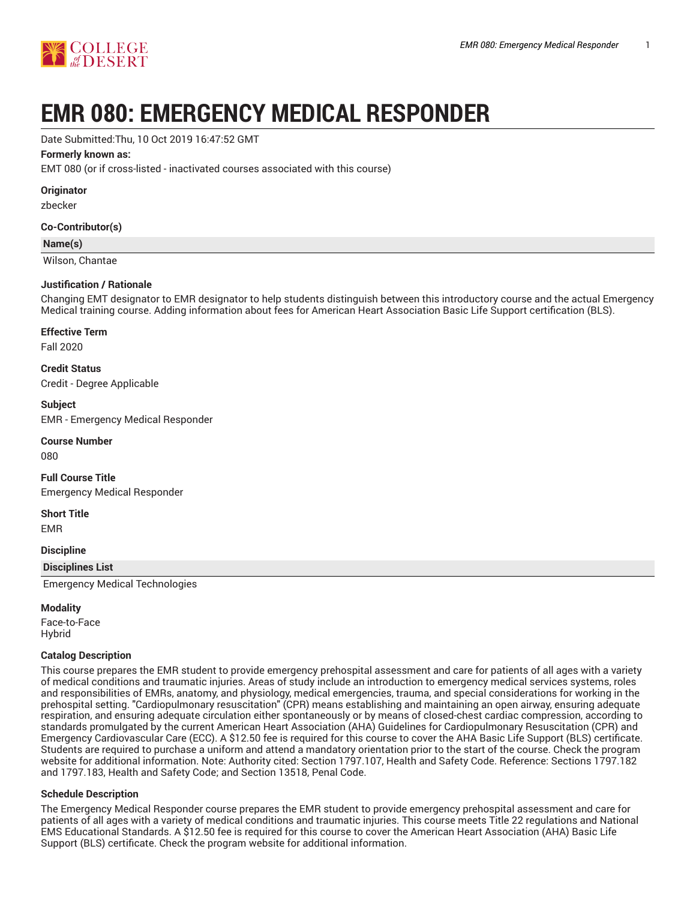# EMR 080: EMERGENCY MEDICAL RESPONDER

Date Submitted:Thu, 10 Oct 2019 16:47:52 GMT

**Formerly known as:**

EMT 080 (or if cross-listed - inactivated courses associated with this course)

**Originator**

zbecker

**Co-Contributor(s)**

| Name(s) |
|---|
| Wilson, Chantae |

**Justification / Rationale**

Changing EMT designator to EMR designator to help students distinguish between this introductory course and the actual Emergency Medical training course. Adding information about fees for American Heart Association Basic Life Support certification (BLS).

**Effective Term**

Fall 2020

**Credit Status**

Credit - Degree Applicable

**Subject**

EMR - Emergency Medical Responder

**Course Number**

080

**Full Course Title**

Emergency Medical Responder

**Short Title**

EMR

**Discipline**

| Disciplines List |
|---|
| Emergency Medical Technologies |

**Modality**

Face-to-Face
Hybrid

**Catalog Description**

This course prepares the EMR student to provide emergency prehospital assessment and care for patients of all ages with a variety of medical conditions and traumatic injuries. Areas of study include an introduction to emergency medical services systems, roles and responsibilities of EMRs, anatomy, and physiology, medical emergencies, trauma, and special considerations for working in the prehospital setting. "Cardiopulmonary resuscitation" (CPR) means establishing and maintaining an open airway, ensuring adequate respiration, and ensuring adequate circulation either spontaneously or by means of closed-chest cardiac compression, according to standards promulgated by the current American Heart Association (AHA) Guidelines for Cardiopulmonary Resuscitation (CPR) and Emergency Cardiovascular Care (ECC). A $12.50 fee is required for this course to cover the AHA Basic Life Support (BLS) certificate. Students are required to purchase a uniform and attend a mandatory orientation prior to the start of the course. Check the program website for additional information. Note: Authority cited: Section 1797.107, Health and Safety Code. Reference: Sections 1797.182 and 1797.183, Health and Safety Code; and Section 13518, Penal Code.

**Schedule Description**

The Emergency Medical Responder course prepares the EMR student to provide emergency prehospital assessment and care for patients of all ages with a variety of medical conditions and traumatic injuries. This course meets Title 22 regulations and National EMS Educational Standards. A $12.50 fee is required for this course to cover the American Heart Association (AHA) Basic Life Support (BLS) certificate. Check the program website for additional information.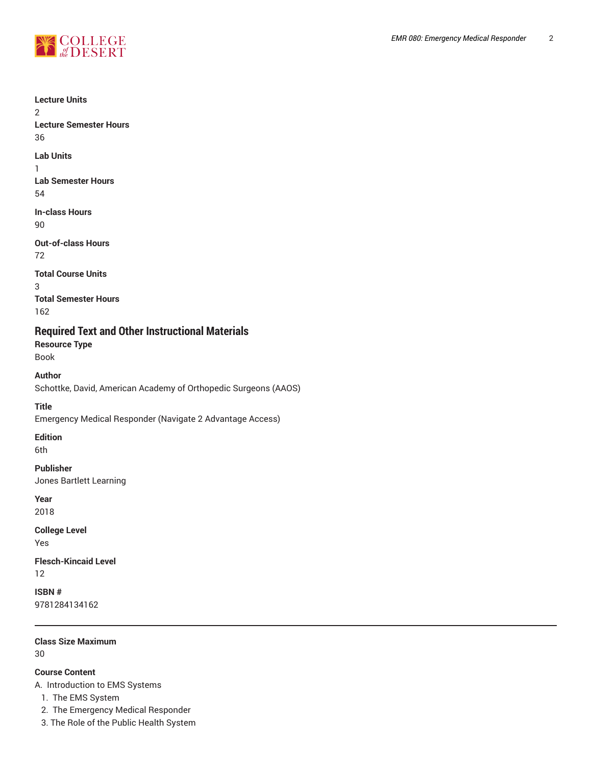**Lecture Units**
2
**Lecture Semester Hours**
36

**Lab Units**
1
**Lab Semester Hours**
54

**In-class Hours**
90

**Out-of-class Hours**
72

**Total Course Units**
3
**Total Semester Hours**
162

## Required Text and Other Instructional Materials

**Resource Type**
Book

**Author**
Schottke, David, American Academy of Orthopedic Surgeons (AAOS)

**Title**
Emergency Medical Responder (Navigate 2 Advantage Access)

**Edition**
6th

**Publisher**
Jones Bartlett Learning

**Year**
2018

**College Level**
Yes

**Flesch-Kincaid Level**
12

**ISBN #**
9781284134162

---

**Class Size Maximum**
30

**Course Content**

A. Introduction to EMS Systems
  1. The EMS System
  2. The Emergency Medical Responder
  3. The Role of the Public Health System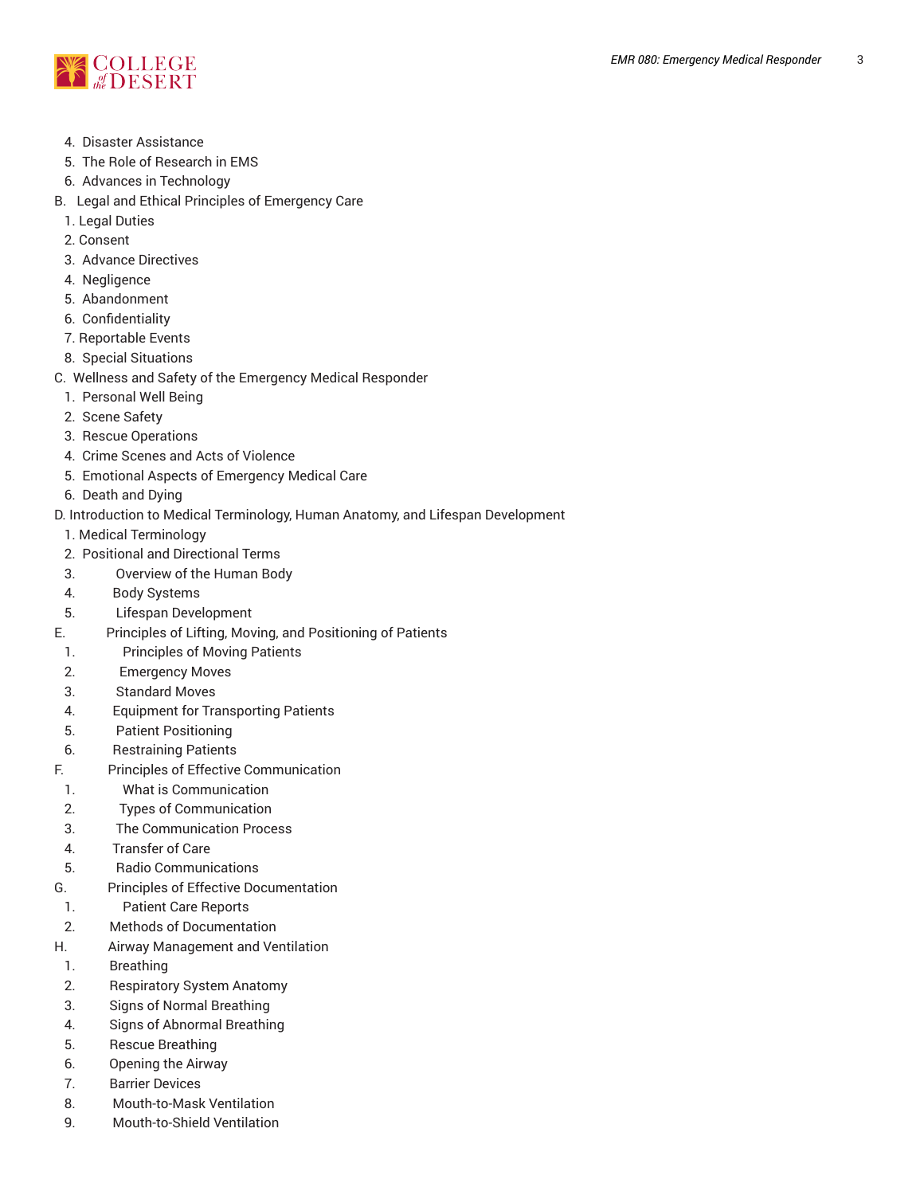4. Disaster Assistance
5. The Role of Research in EMS
6. Advances in Technology

B. Legal and Ethical Principles of Emergency Care
1. Legal Duties
2. Consent
3. Advance Directives
4. Negligence
5. Abandonment
6. Confidentiality
7. Reportable Events
8. Special Situations

C. Wellness and Safety of the Emergency Medical Responder
1. Personal Well Being
2. Scene Safety
3. Rescue Operations
4. Crime Scenes and Acts of Violence
5. Emotional Aspects of Emergency Medical Care
6. Death and Dying

D. Introduction to Medical Terminology, Human Anatomy, and Lifespan Development
1. Medical Terminology
2. Positional and Directional Terms
3. Overview of the Human Body
4. Body Systems
5. Lifespan Development

E. Principles of Lifting, Moving, and Positioning of Patients
1. Principles of Moving Patients
2. Emergency Moves
3. Standard Moves
4. Equipment for Transporting Patients
5. Patient Positioning
6. Restraining Patients

F. Principles of Effective Communication
1. What is Communication
2. Types of Communication
3. The Communication Process
4. Transfer of Care
5. Radio Communications

G. Principles of Effective Documentation
1. Patient Care Reports
2. Methods of Documentation

H. Airway Management and Ventilation
1. Breathing
2. Respiratory System Anatomy
3. Signs of Normal Breathing
4. Signs of Abnormal Breathing
5. Rescue Breathing
6. Opening the Airway
7. Barrier Devices
8. Mouth-to-Mask Ventilation
9. Mouth-to-Shield Ventilation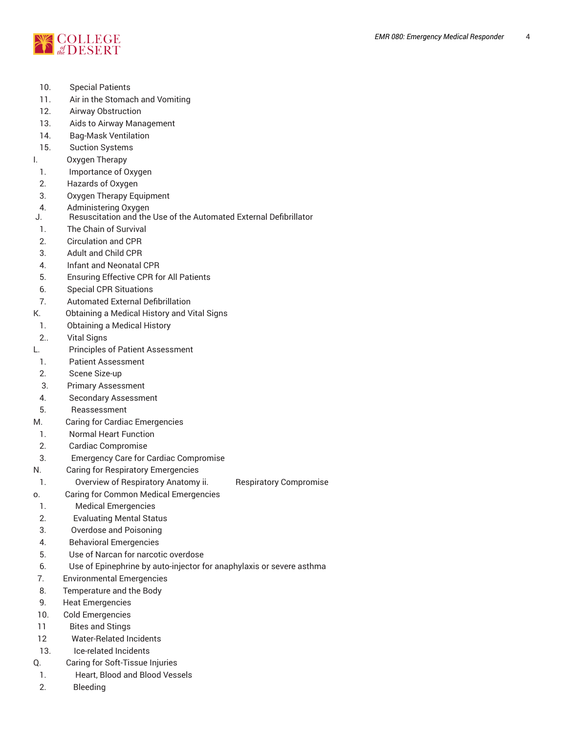10. Special Patients
11. Air in the Stomach and Vomiting
12. Airway Obstruction
13. Aids to Airway Management
14. Bag-Mask Ventilation
15. Suction Systems

I. Oxygen Therapy
   1. Importance of Oxygen
   2. Hazards of Oxygen
   3. Oxygen Therapy Equipment
   4. Administering Oxygen

J. Resuscitation and the Use of the Automated External Defibrillator
   1. The Chain of Survival
   2. Circulation and CPR
   3. Adult and Child CPR
   4. Infant and Neonatal CPR
   5. Ensuring Effective CPR for All Patients
   6. Special CPR Situations
   7. Automated External Defibrillation

K. Obtaining a Medical History and Vital Signs
   1. Obtaining a Medical History
   2.. Vital Signs

L. Principles of Patient Assessment
   1. Patient Assessment
   2. Scene Size-up
   3. Primary Assessment
   4. Secondary Assessment
   5. Reassessment

M. Caring for Cardiac Emergencies
   1. Normal Heart Function
   2. Cardiac Compromise
   3. Emergency Care for Cardiac Compromise

N. Caring for Respiratory Emergencies
   1. Overview of Respiratory Anatomy ii. Respiratory Compromise

o. Caring for Common Medical Emergencies
   1. Medical Emergencies
   2. Evaluating Mental Status
   3. Overdose and Poisoning
   4. Behavioral Emergencies
   5. Use of Narcan for narcotic overdose
   6. Use of Epinephrine by auto-injector for anaphylaxis or severe asthma
   7. Environmental Emergencies
   8. Temperature and the Body
   9. Heat Emergencies
   10. Cold Emergencies
   11 Bites and Stings
   12 Water-Related Incidents
   13. Ice-related Incidents

Q. Caring for Soft-Tissue Injuries
   1. Heart, Blood and Blood Vessels
   2. Bleeding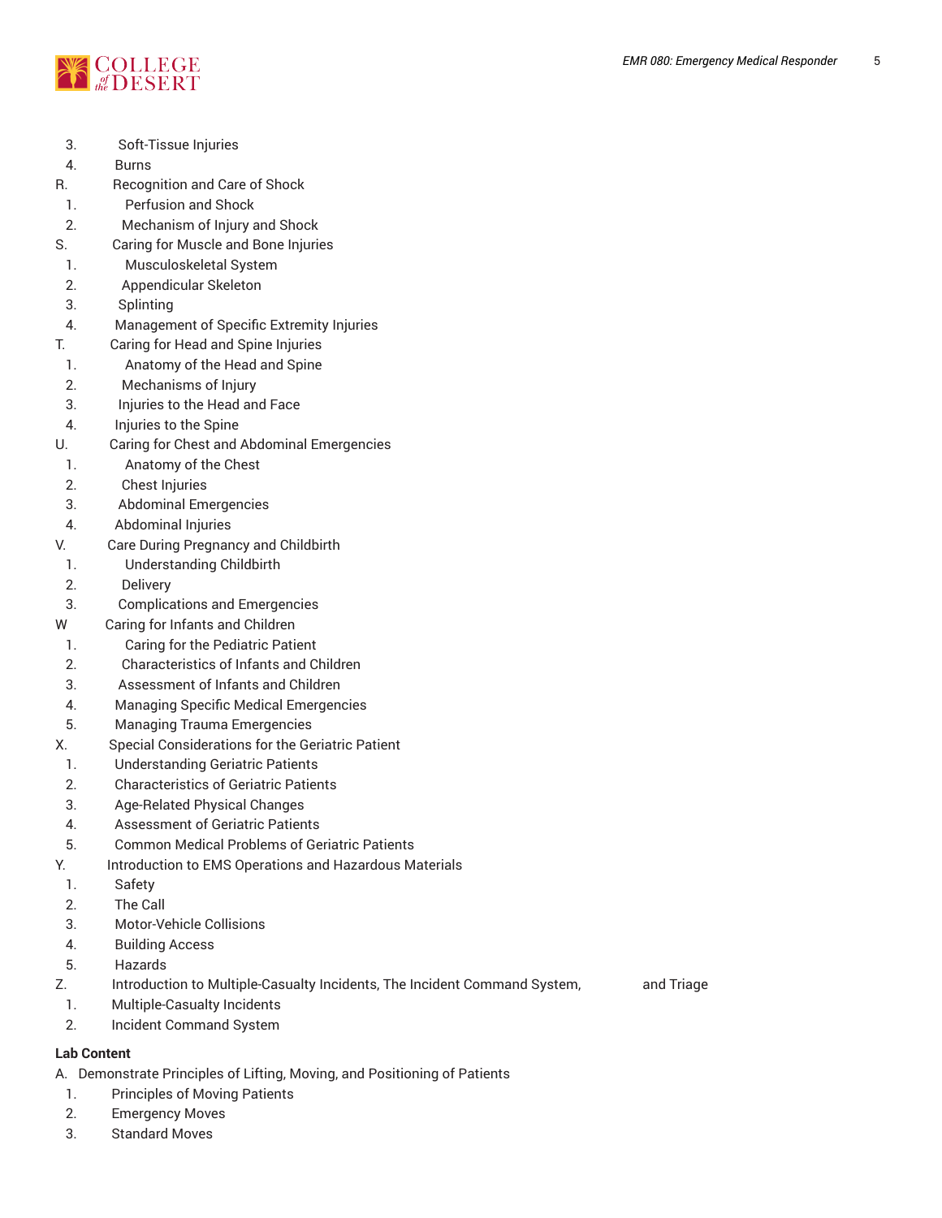3. Soft-Tissue Injuries
4. Burns

R. Recognition and Care of Shock
1. Perfusion and Shock
2. Mechanism of Injury and Shock

S. Caring for Muscle and Bone Injuries
1. Musculoskeletal System
2. Appendicular Skeleton
3. Splinting
4. Management of Specific Extremity Injuries

T. Caring for Head and Spine Injuries
1. Anatomy of the Head and Spine
2. Mechanisms of Injury
3. Injuries to the Head and Face
4. Injuries to the Spine

U. Caring for Chest and Abdominal Emergencies
1. Anatomy of the Chest
2. Chest Injuries
3. Abdominal Emergencies
4. Abdominal Injuries

V. Care During Pregnancy and Childbirth
1. Understanding Childbirth
2. Delivery
3. Complications and Emergencies

W Caring for Infants and Children
1. Caring for the Pediatric Patient
2. Characteristics of Infants and Children
3. Assessment of Infants and Children
4. Managing Specific Medical Emergencies
5. Managing Trauma Emergencies

X. Special Considerations for the Geriatric Patient
1. Understanding Geriatric Patients
2. Characteristics of Geriatric Patients
3. Age-Related Physical Changes
4. Assessment of Geriatric Patients
5. Common Medical Problems of Geriatric Patients

Y. Introduction to EMS Operations and Hazardous Materials
1. Safety
2. The Call
3. Motor-Vehicle Collisions
4. Building Access
5. Hazards

Z. Introduction to Multiple-Casualty Incidents, The Incident Command System, and Triage
1. Multiple-Casualty Incidents
2. Incident Command System

**Lab Content**

A. Demonstrate Principles of Lifting, Moving, and Positioning of Patients
1. Principles of Moving Patients
2. Emergency Moves
3. Standard Moves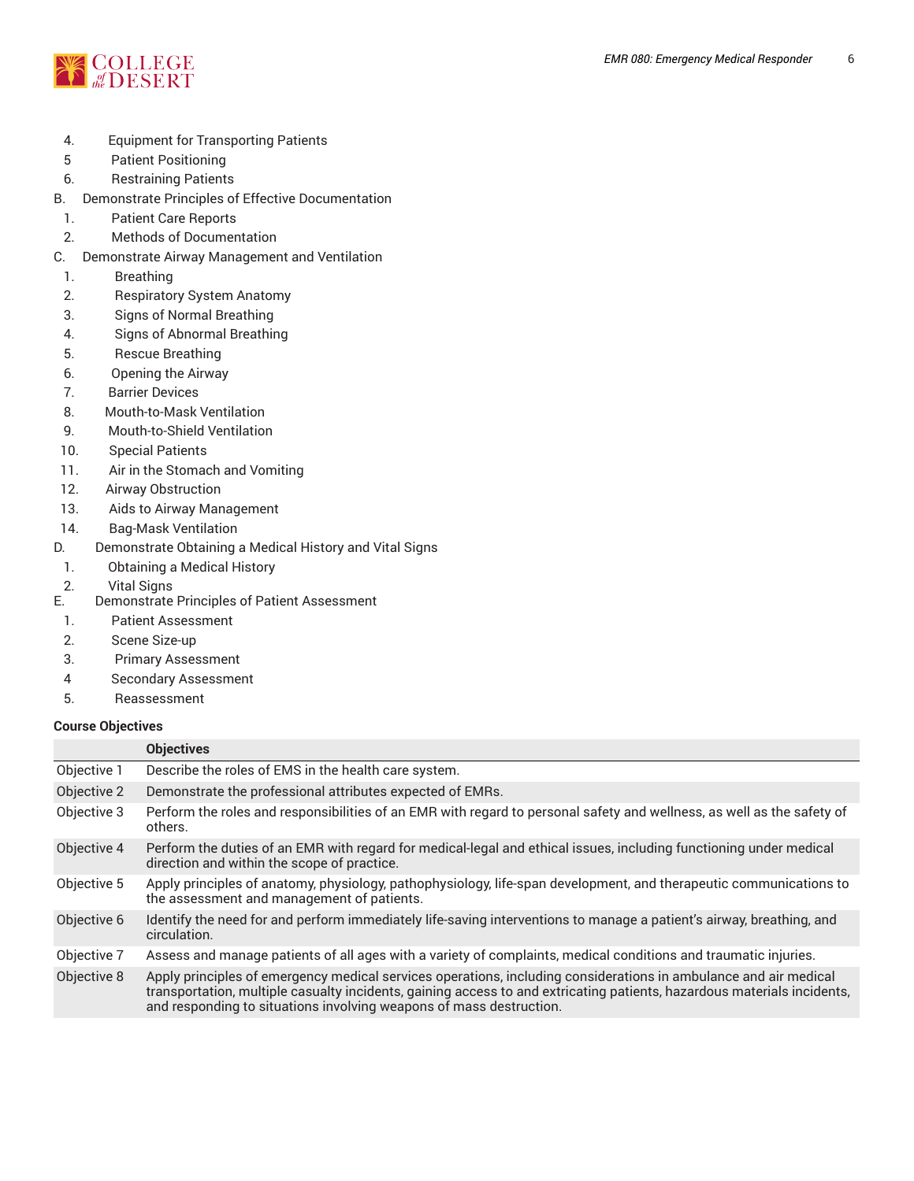4. Equipment for Transporting Patients
5 Patient Positioning
6. Restraining Patients

B. Demonstrate Principles of Effective Documentation
   1. Patient Care Reports
   2. Methods of Documentation

C. Demonstrate Airway Management and Ventilation
   1. Breathing
   2. Respiratory System Anatomy
   3. Signs of Normal Breathing
   4. Signs of Abnormal Breathing
   5. Rescue Breathing
   6. Opening the Airway
   7. Barrier Devices
   8. Mouth-to-Mask Ventilation
   9. Mouth-to-Shield Ventilation
   10. Special Patients
   11. Air in the Stomach and Vomiting
   12. Airway Obstruction
   13. Aids to Airway Management
   14. Bag-Mask Ventilation

D. Demonstrate Obtaining a Medical History and Vital Signs
   1. Obtaining a Medical History
   2. Vital Signs

E. Demonstrate Principles of Patient Assessment
   1. Patient Assessment
   2. Scene Size-up
   3. Primary Assessment
   4 Secondary Assessment
   5. Reassessment

**Course Objectives**

| | Objectives |
|---|---|
| Objective 1 | Describe the roles of EMS in the health care system. |
| Objective 2 | Demonstrate the professional attributes expected of EMRs. |
| Objective 3 | Perform the roles and responsibilities of an EMR with regard to personal safety and wellness, as well as the safety of others. |
| Objective 4 | Perform the duties of an EMR with regard for medical-legal and ethical issues, including functioning under medical direction and within the scope of practice. |
| Objective 5 | Apply principles of anatomy, physiology, pathophysiology, life-span development, and therapeutic communications to the assessment and management of patients. |
| Objective 6 | Identify the need for and perform immediately life-saving interventions to manage a patient's airway, breathing, and circulation. |
| Objective 7 | Assess and manage patients of all ages with a variety of complaints, medical conditions and traumatic injuries. |
| Objective 8 | Apply principles of emergency medical services operations, including considerations in ambulance and air medical transportation, multiple casualty incidents, gaining access to and extricating patients, hazardous materials incidents, and responding to situations involving weapons of mass destruction. |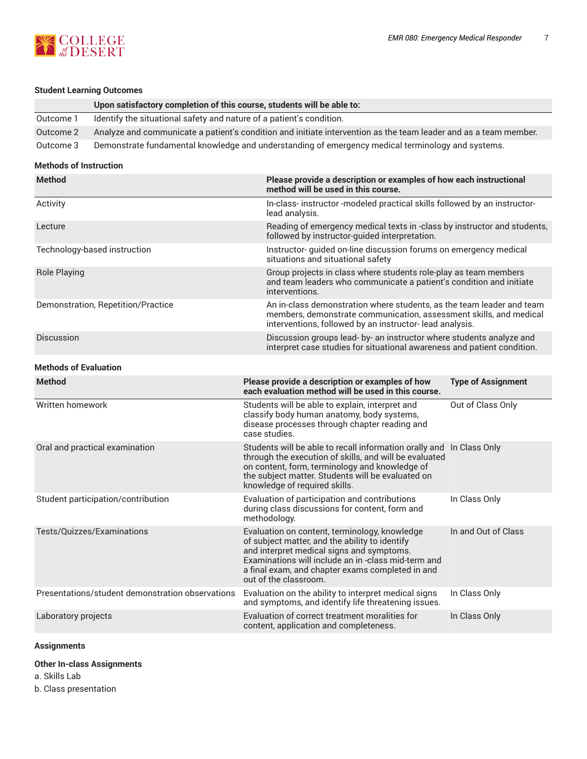### Student Learning Outcomes

| | Upon satisfactory completion of this course, students will be able to: |
|---|---|
| Outcome 1 | Identify the situational safety and nature of a patient's condition. |
| Outcome 2 | Analyze and communicate a patient's condition and initiate intervention as the team leader and as a team member. |
| Outcome 3 | Demonstrate fundamental knowledge and understanding of emergency medical terminology and systems. |

### Methods of Instruction

| Method | Please provide a description or examples of how each instructional method will be used in this course. |
|---|---|
| Activity | In-class- instructor -modeled practical skills followed by an instructor-lead analysis. |
| Lecture | Reading of emergency medical texts in -class by instructor and students, followed by instructor-guided interpretation. |
| Technology-based instruction | Instructor- guided on-line discussion forums on emergency medical situations and situational safety |
| Role Playing | Group projects in class where students role-play as team members and team leaders who communicate a patient's condition and initiate interventions. |
| Demonstration, Repetition/Practice | An in-class demonstration where students, as the team leader and team members, demonstrate communication, assessment skills, and medical interventions, followed by an instructor- lead analysis. |
| Discussion | Discussion groups lead- by- an instructor where students analyze and interpret case studies for situational awareness and patient condition. |

### Methods of Evaluation

| Method | Please provide a description or examples of how each evaluation method will be used in this course. | Type of Assignment |
|---|---|---|
| Written homework | Students will be able to explain, interpret and classify body human anatomy, body systems, disease processes through chapter reading and case studies. | Out of Class Only |
| Oral and practical examination | Students will be able to recall information orally and through the execution of skills, and will be evaluated on content, form, terminology and knowledge of the subject matter. Students will be evaluated on knowledge of required skills. | In Class Only |
| Student participation/contribution | Evaluation of participation and contributions during class discussions for content, form and methodology. | In Class Only |
| Tests/Quizzes/Examinations | Evaluation on content, terminology, knowledge of subject matter, and the ability to identify and interpret medical signs and symptoms. Examinations will include an in -class mid-term and a final exam, and chapter exams completed in and out of the classroom. | In and Out of Class |
| Presentations/student demonstration observations | Evaluation on the ability to interpret medical signs and symptoms, and identify life threatening issues. | In Class Only |
| Laboratory projects | Evaluation of correct treatment moralities for content, application and completeness. | In Class Only |

### Assignments

**Other In-class Assignments**

a. Skills Lab

b. Class presentation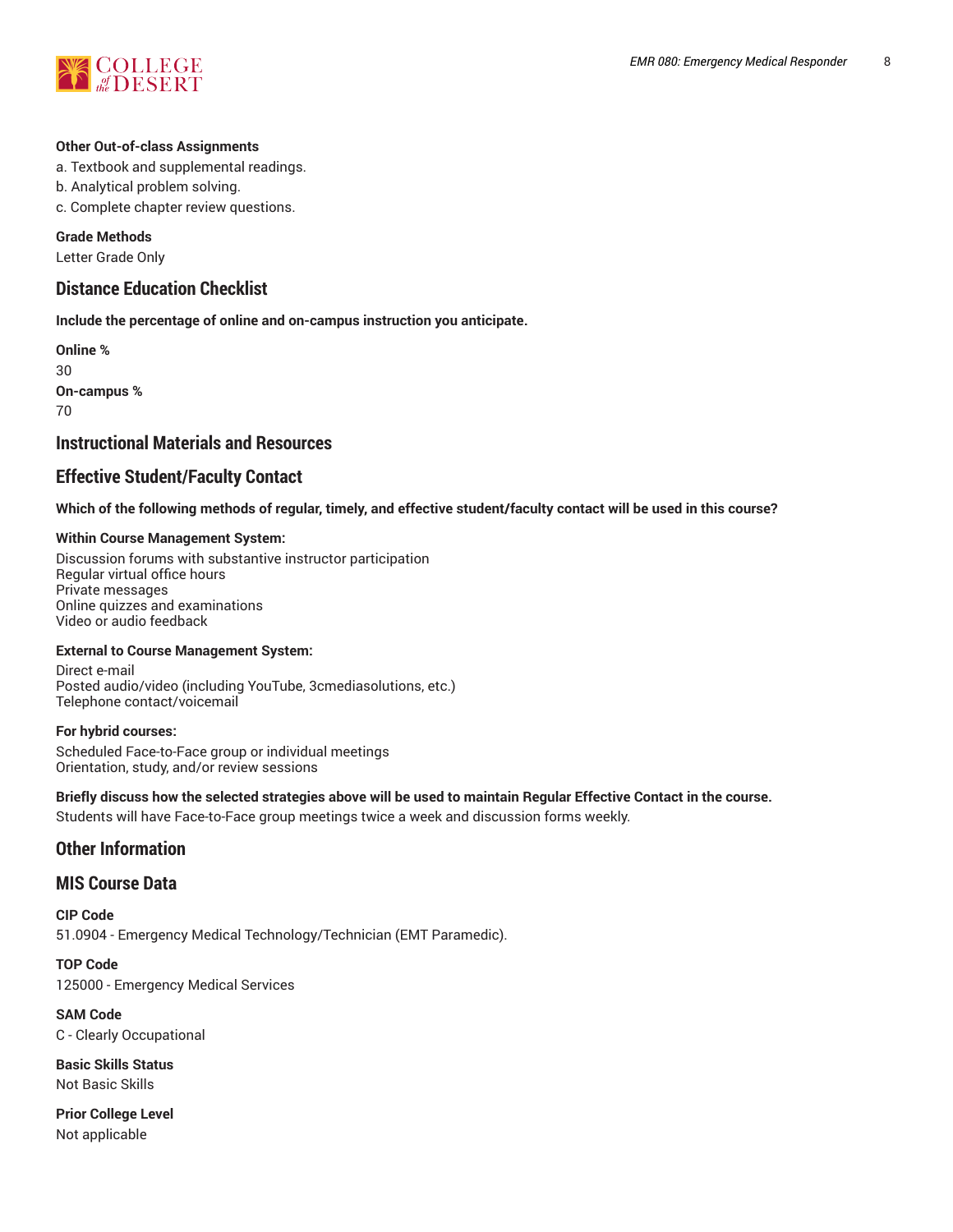**Other Out-of-class Assignments**

a. Textbook and supplemental readings.
b. Analytical problem solving.
c. Complete chapter review questions.

**Grade Methods**

Letter Grade Only

## Distance Education Checklist

**Include the percentage of online and on-campus instruction you anticipate.**

**Online %**
30
**On-campus %**
70

## Instructional Materials and Resources

## Effective Student/Faculty Contact

**Which of the following methods of regular, timely, and effective student/faculty contact will be used in this course?**

**Within Course Management System:**

Discussion forums with substantive instructor participation
Regular virtual office hours
Private messages
Online quizzes and examinations
Video or audio feedback

**External to Course Management System:**

Direct e-mail
Posted audio/video (including YouTube, 3cmediasolutions, etc.)
Telephone contact/voicemail

**For hybrid courses:**

Scheduled Face-to-Face group or individual meetings
Orientation, study, and/or review sessions

**Briefly discuss how the selected strategies above will be used to maintain Regular Effective Contact in the course.**

Students will have Face-to-Face group meetings twice a week and discussion forms weekly.

## Other Information

## MIS Course Data

**CIP Code**
51.0904 - Emergency Medical Technology/Technician (EMT Paramedic).

**TOP Code**
125000 - Emergency Medical Services

**SAM Code**
C - Clearly Occupational

**Basic Skills Status**
Not Basic Skills

**Prior College Level**
Not applicable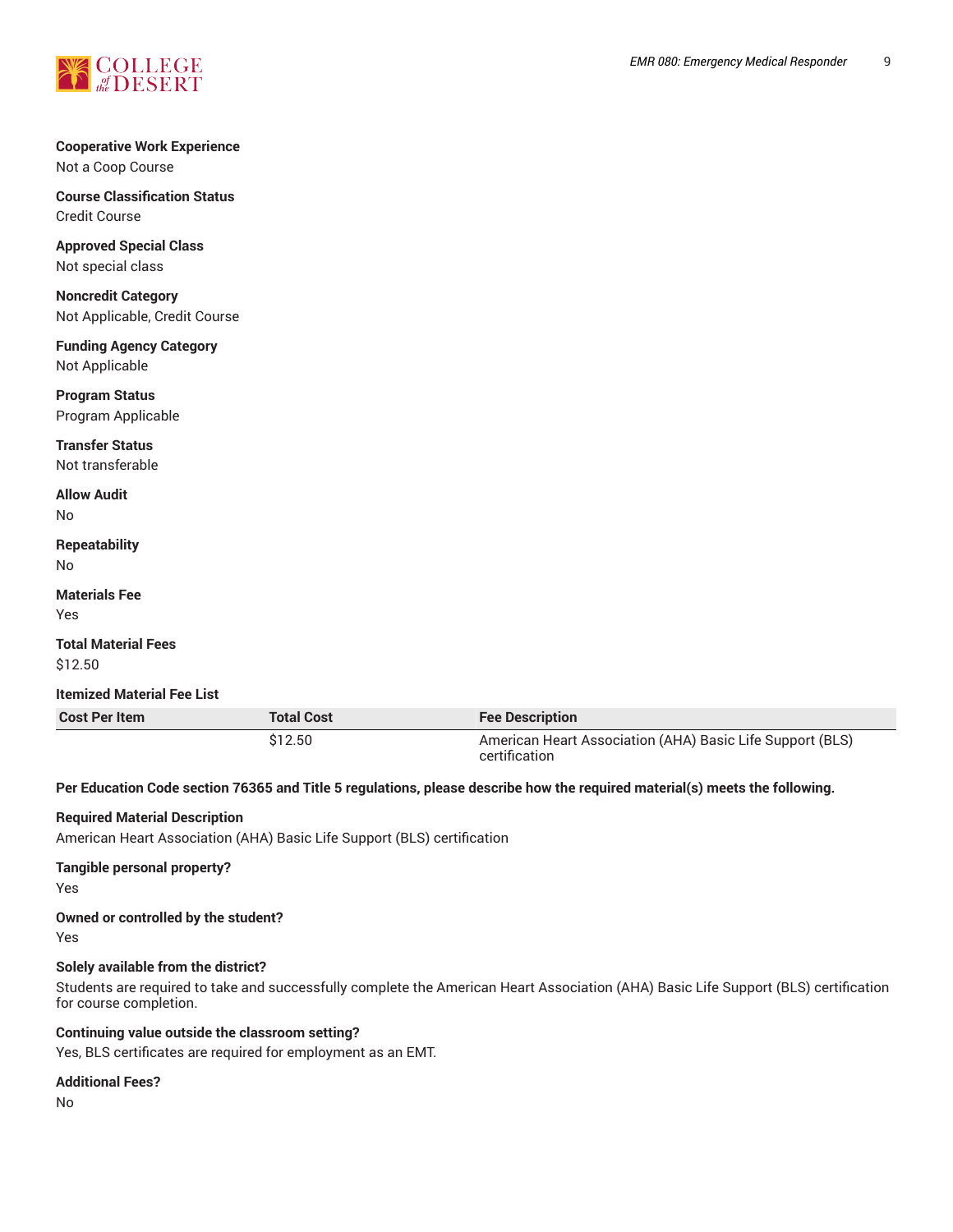**Cooperative Work Experience**
Not a Coop Course

**Course Classification Status**
Credit Course

**Approved Special Class**
Not special class

**Noncredit Category**
Not Applicable, Credit Course

**Funding Agency Category**
Not Applicable

**Program Status**
Program Applicable

**Transfer Status**
Not transferable

**Allow Audit**
No

**Repeatability**
No

**Materials Fee**
Yes

**Total Material Fees**
$12.50

**Itemized Material Fee List**

| Cost Per Item | Total Cost | Fee Description |
| --- | --- | --- |
| | $12.50 | American Heart Association (AHA) Basic Life Support (BLS) certification |

**Per Education Code section 76365 and Title 5 regulations, please describe how the required material(s) meets the following.**

**Required Material Description**
American Heart Association (AHA) Basic Life Support (BLS) certification

**Tangible personal property?**
Yes

**Owned or controlled by the student?**
Yes

**Solely available from the district?**
Students are required to take and successfully complete the American Heart Association (AHA) Basic Life Support (BLS) certification for course completion.

**Continuing value outside the classroom setting?**
Yes, BLS certificates are required for employment as an EMT.

**Additional Fees?**
No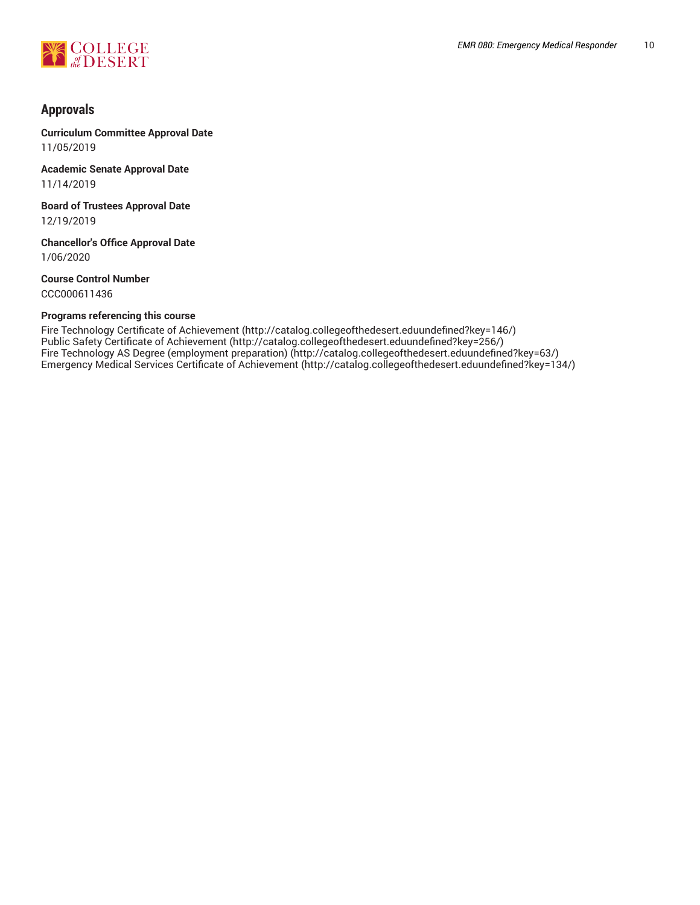## Approvals

**Curriculum Committee Approval Date**
11/05/2019

**Academic Senate Approval Date**
11/14/2019

**Board of Trustees Approval Date**
12/19/2019

**Chancellor's Office Approval Date**
1/06/2020

**Course Control Number**
CCC000611436

**Programs referencing this course**
Fire Technology Certificate of Achievement (http://catalog.collegeofthedesert.eduundefined?key=146/)
Public Safety Certificate of Achievement (http://catalog.collegeofthedesert.eduundefined?key=256/)
Fire Technology AS Degree (employment preparation) (http://catalog.collegeofthedesert.eduundefined?key=63/)
Emergency Medical Services Certificate of Achievement (http://catalog.collegeofthedesert.eduundefined?key=134/)